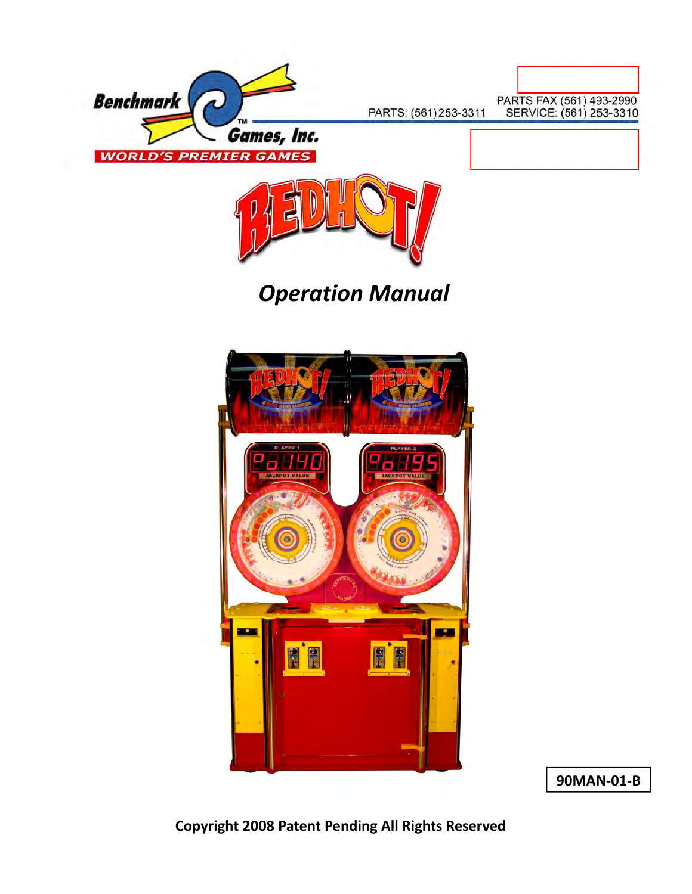Benchmark Games, Inc.

WORLD'S PREMIER GAMES

PARTS: (561) 253-3311

PARTS FAX (561) 493-2990

SERVICE: (561) 253-3310

# REDHOT!

## *Operation Manual*

**90MAN-01-B**

**Copyright 2008 Patent Pending All Rights Reserved**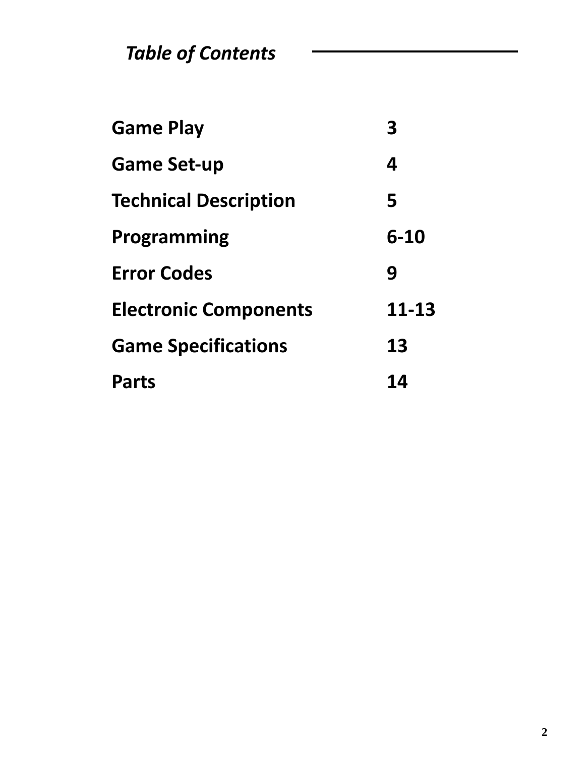# *Table of Contents*

| | |
|---|---|
| **Game Play** | **3** |
| **Game Set-up** | **4** |
| **Technical Description** | **5** |
| **Programming** | **6-10** |
| **Error Codes** | **9** |
| **Electronic Components** | **11-13** |
| **Game Specifications** | **13** |
| **Parts** | **14** |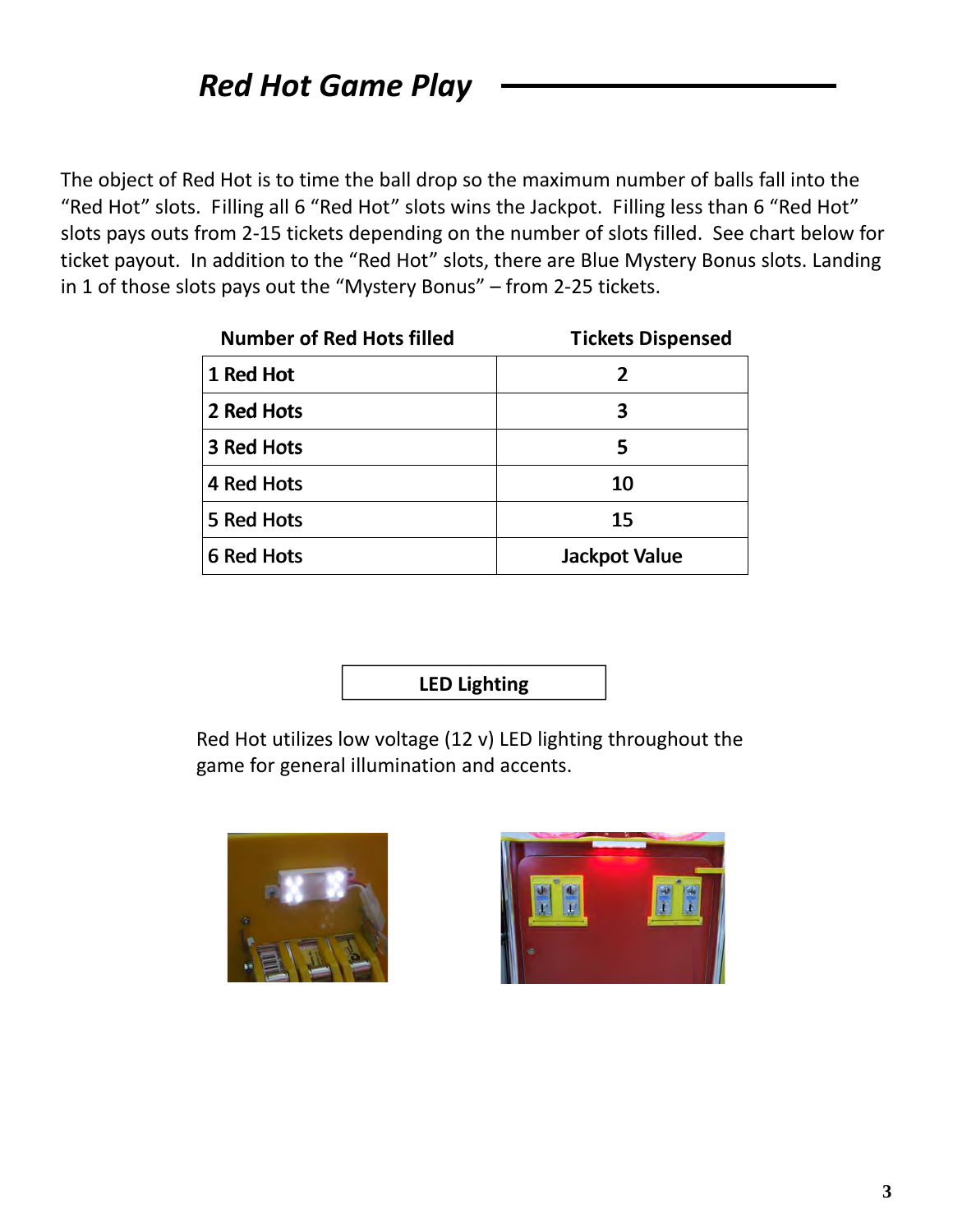# Red Hot Game Play

The object of Red Hot is to time the ball drop so the maximum number of balls fall into the "Red Hot" slots. Filling all 6 "Red Hot" slots wins the Jackpot. Filling less than 6 "Red Hot" slots pays outs from 2-15 tickets depending on the number of slots filled. See chart below for ticket payout. In addition to the "Red Hot" slots, there are Blue Mystery Bonus slots. Landing in 1 of those slots pays out the "Mystery Bonus" – from 2-25 tickets.

| Number of Red Hots filled | Tickets Dispensed |
|---|---|
| 1 Red Hot | 2 |
| 2 Red Hots | 3 |
| 3 Red Hots | 5 |
| 4 Red Hots | 10 |
| 5 Red Hots | 15 |
| 6 Red Hots | Jackpot Value |

**LED Lighting**

Red Hot utilizes low voltage (12 v) LED lighting throughout the game for general illumination and accents.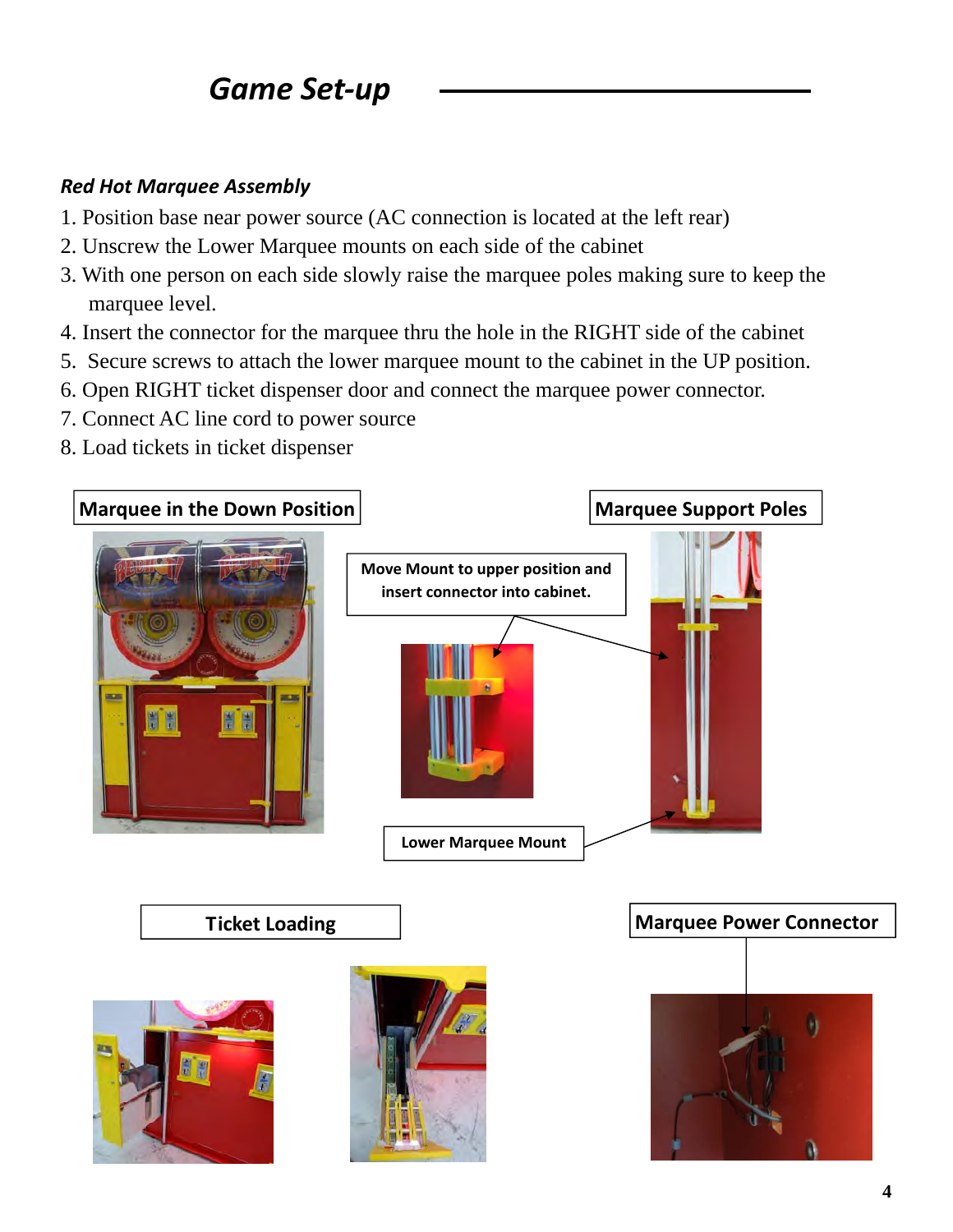# Game Set-up

***Red Hot Marquee Assembly***

1. Position base near power source (AC connection is located at the left rear)
2. Unscrew the Lower Marquee mounts on each side of the cabinet
3. With one person on each side slowly raise the marquee poles making sure to keep the marquee level.
4. Insert the connector for the marquee thru the hole in the RIGHT side of the cabinet
5. Secure screws to attach the lower marquee mount to the cabinet in the UP position.
6. Open RIGHT ticket dispenser door and connect the marquee power connector.
7. Connect AC line cord to power source
8. Load tickets in ticket dispenser

**Marquee in the Down Position**

**Move Mount to upper position and insert connector into cabinet.**

**Marquee Support Poles**

**Lower Marquee Mount**

**Ticket Loading**

**Marquee Power Connector**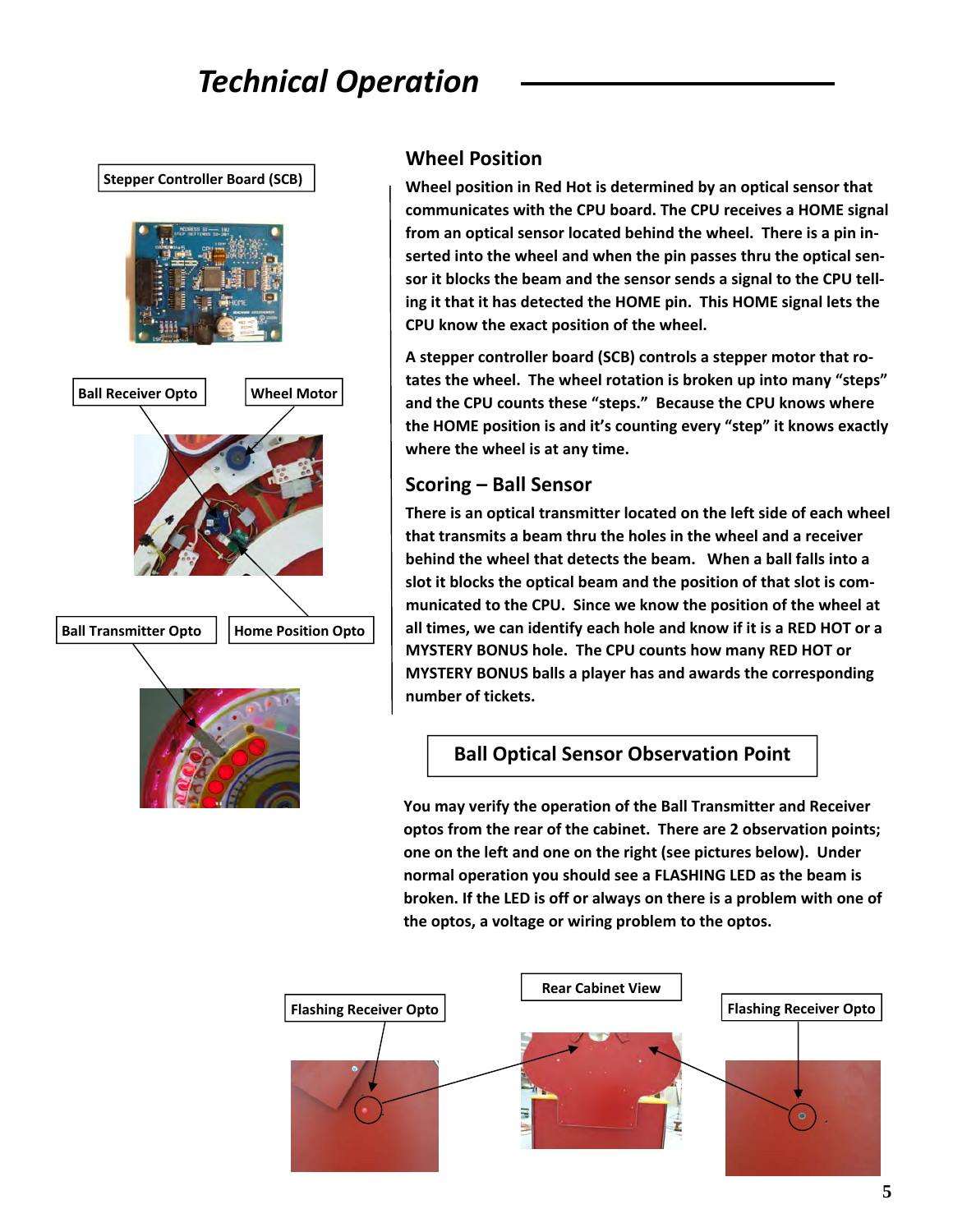# Technical Operation

Stepper Controller Board (SCB)

Ball Receiver Opto

Wheel Motor

Ball Transmitter Opto

Home Position Opto

## Wheel Position

Wheel position in Red Hot is determined by an optical sensor that communicates with the CPU board. The CPU receives a HOME signal from an optical sensor located behind the wheel. There is a pin inserted into the wheel and when the pin passes thru the optical sensor it blocks the beam and the sensor sends a signal to the CPU telling it that it has detected the HOME pin. This HOME signal lets the CPU know the exact position of the wheel.

A stepper controller board (SCB) controls a stepper motor that rotates the wheel. The wheel rotation is broken up into many "steps" and the CPU counts these "steps." Because the CPU knows where the HOME position is and it's counting every "step" it knows exactly where the wheel is at any time.

## Scoring – Ball Sensor

There is an optical transmitter located on the left side of each wheel that transmits a beam thru the holes in the wheel and a receiver behind the wheel that detects the beam. When a ball falls into a slot it blocks the optical beam and the position of that slot is communicated to the CPU. Since we know the position of the wheel at all times, we can identify each hole and know if it is a RED HOT or a MYSTERY BONUS hole. The CPU counts how many RED HOT or MYSTERY BONUS balls a player has and awards the corresponding number of tickets.

## Ball Optical Sensor Observation Point

You may verify the operation of the Ball Transmitter and Receiver optos from the rear of the cabinet. There are 2 observation points; one on the left and one on the right (see pictures below). Under normal operation you should see a FLASHING LED as the beam is broken. If the LED is off or always on there is a problem with one of the optos, a voltage or wiring problem to the optos.

Flashing Receiver Opto

Rear Cabinet View

Flashing Receiver Opto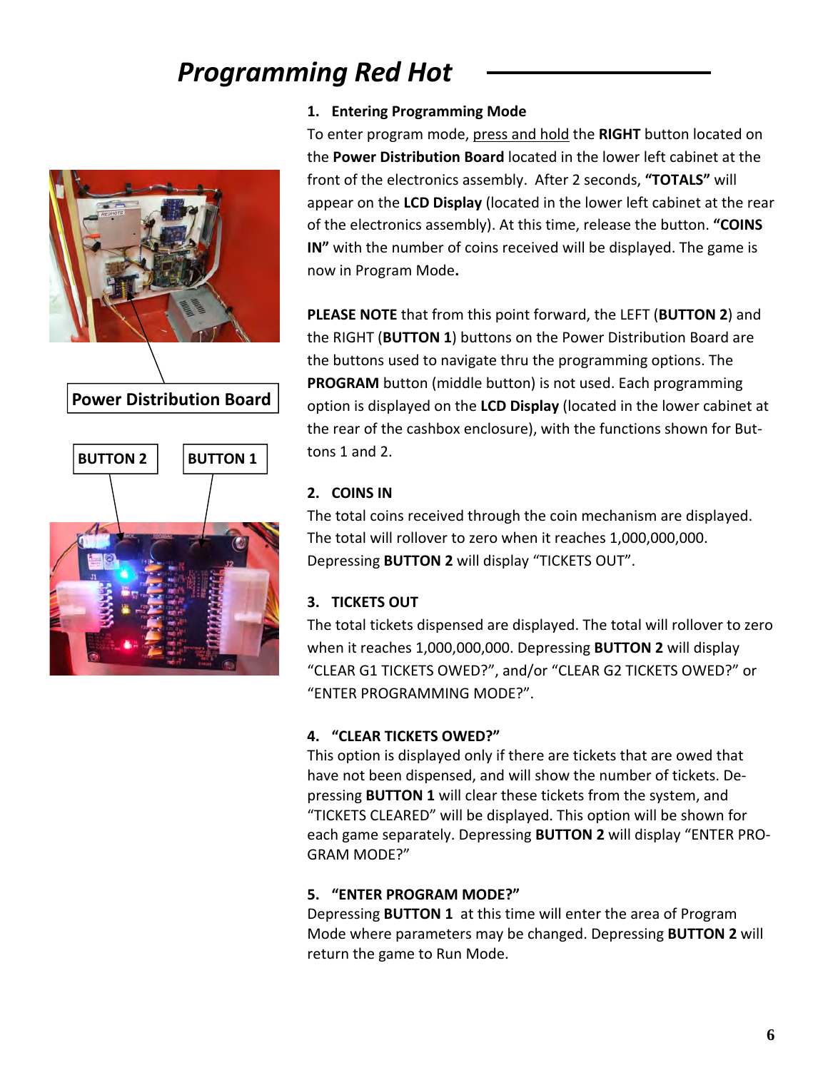# Programming Red Hot

Power Distribution Board

BUTTON 2

BUTTON 1

**1. Entering Programming Mode**

To enter program mode, press and hold the **RIGHT** button located on the **Power Distribution Board** located in the lower left cabinet at the front of the electronics assembly. After 2 seconds, **"TOTALS"** will appear on the **LCD Display** (located in the lower left cabinet at the rear of the electronics assembly). At this time, release the button. **"COINS IN"** with the number of coins received will be displayed. The game is now in Program Mode**.**

**PLEASE NOTE** that from this point forward, the LEFT (**BUTTON 2**) and the RIGHT (**BUTTON 1**) buttons on the Power Distribution Board are the buttons used to navigate thru the programming options. The **PROGRAM** button (middle button) is not used. Each programming option is displayed on the **LCD Display** (located in the lower cabinet at the rear of the cashbox enclosure), with the functions shown for Buttons 1 and 2.

**2. COINS IN**

The total coins received through the coin mechanism are displayed. The total will rollover to zero when it reaches 1,000,000,000. Depressing **BUTTON 2** will display "TICKETS OUT".

**3. TICKETS OUT**

The total tickets dispensed are displayed. The total will rollover to zero when it reaches 1,000,000,000. Depressing **BUTTON 2** will display "CLEAR G1 TICKETS OWED?", and/or "CLEAR G2 TICKETS OWED?" or "ENTER PROGRAMMING MODE?".

**4. "CLEAR TICKETS OWED?"**

This option is displayed only if there are tickets that are owed that have not been dispensed, and will show the number of tickets. Depressing **BUTTON 1** will clear these tickets from the system, and "TICKETS CLEARED" will be displayed. This option will be shown for each game separately. Depressing **BUTTON 2** will display "ENTER PROGRAM MODE?"

**5. "ENTER PROGRAM MODE?"**

Depressing **BUTTON 1** at this time will enter the area of Program Mode where parameters may be changed. Depressing **BUTTON 2** will return the game to Run Mode.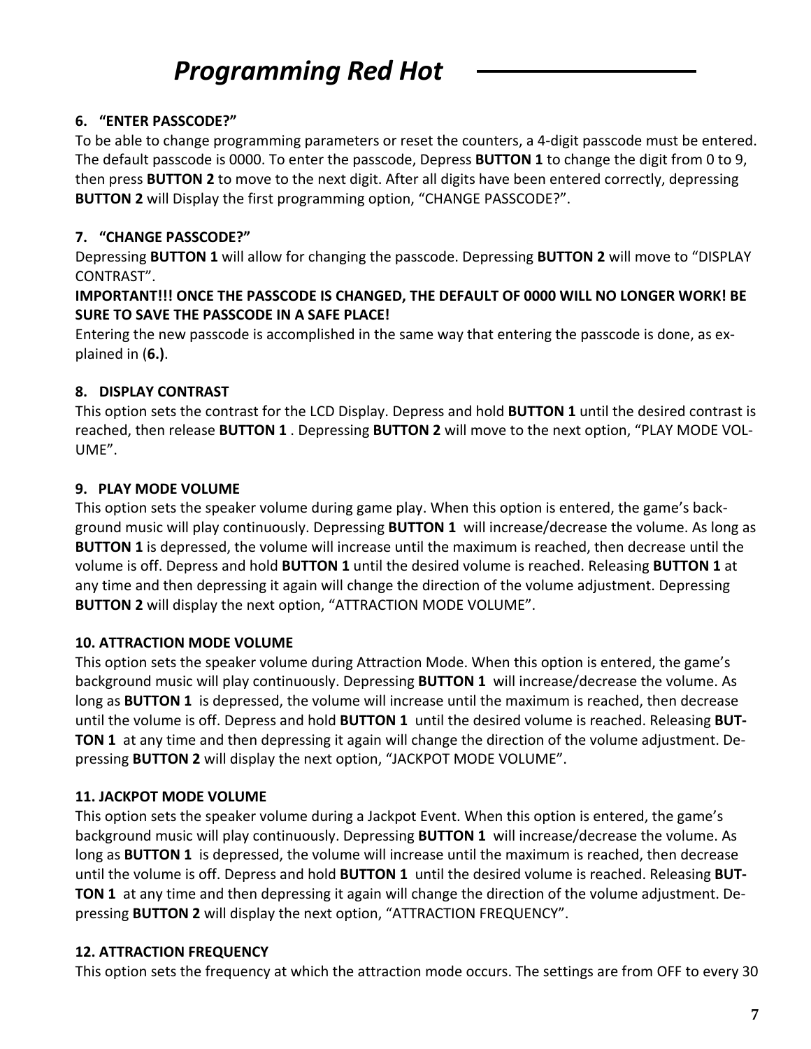# Programming Red Hot

**6. "ENTER PASSCODE?"**

To be able to change programming parameters or reset the counters, a 4-digit passcode must be entered. The default passcode is 0000. To enter the passcode, Depress **BUTTON 1** to change the digit from 0 to 9, then press **BUTTON 2** to move to the next digit. After all digits have been entered correctly, depressing **BUTTON 2** will Display the first programming option, "CHANGE PASSCODE?".

**7. "CHANGE PASSCODE?"**

Depressing **BUTTON 1** will allow for changing the passcode. Depressing **BUTTON 2** will move to "DISPLAY CONTRAST".

**IMPORTANT!!! ONCE THE PASSCODE IS CHANGED, THE DEFAULT OF 0000 WILL NO LONGER WORK! BE SURE TO SAVE THE PASSCODE IN A SAFE PLACE!**

Entering the new passcode is accomplished in the same way that entering the passcode is done, as explained in (**6.)**.

**8. DISPLAY CONTRAST**

This option sets the contrast for the LCD Display. Depress and hold **BUTTON 1** until the desired contrast is reached, then release **BUTTON 1** . Depressing **BUTTON 2** will move to the next option, "PLAY MODE VOLUME".

**9. PLAY MODE VOLUME**

This option sets the speaker volume during game play. When this option is entered, the game's background music will play continuously. Depressing **BUTTON 1** will increase/decrease the volume. As long as **BUTTON 1** is depressed, the volume will increase until the maximum is reached, then decrease until the volume is off. Depress and hold **BUTTON 1** until the desired volume is reached. Releasing **BUTTON 1** at any time and then depressing it again will change the direction of the volume adjustment. Depressing **BUTTON 2** will display the next option, "ATTRACTION MODE VOLUME".

**10. ATTRACTION MODE VOLUME**

This option sets the speaker volume during Attraction Mode. When this option is entered, the game's background music will play continuously. Depressing **BUTTON 1** will increase/decrease the volume. As long as **BUTTON 1** is depressed, the volume will increase until the maximum is reached, then decrease until the volume is off. Depress and hold **BUTTON 1** until the desired volume is reached. Releasing **BUTTON 1** at any time and then depressing it again will change the direction of the volume adjustment. Depressing **BUTTON 2** will display the next option, "JACKPOT MODE VOLUME".

**11. JACKPOT MODE VOLUME**

This option sets the speaker volume during a Jackpot Event. When this option is entered, the game's background music will play continuously. Depressing **BUTTON 1** will increase/decrease the volume. As long as **BUTTON 1** is depressed, the volume will increase until the maximum is reached, then decrease until the volume is off. Depress and hold **BUTTON 1** until the desired volume is reached. Releasing **BUTTON 1** at any time and then depressing it again will change the direction of the volume adjustment. Depressing **BUTTON 2** will display the next option, "ATTRACTION FREQUENCY".

**12. ATTRACTION FREQUENCY**

This option sets the frequency at which the attraction mode occurs. The settings are from OFF to every 30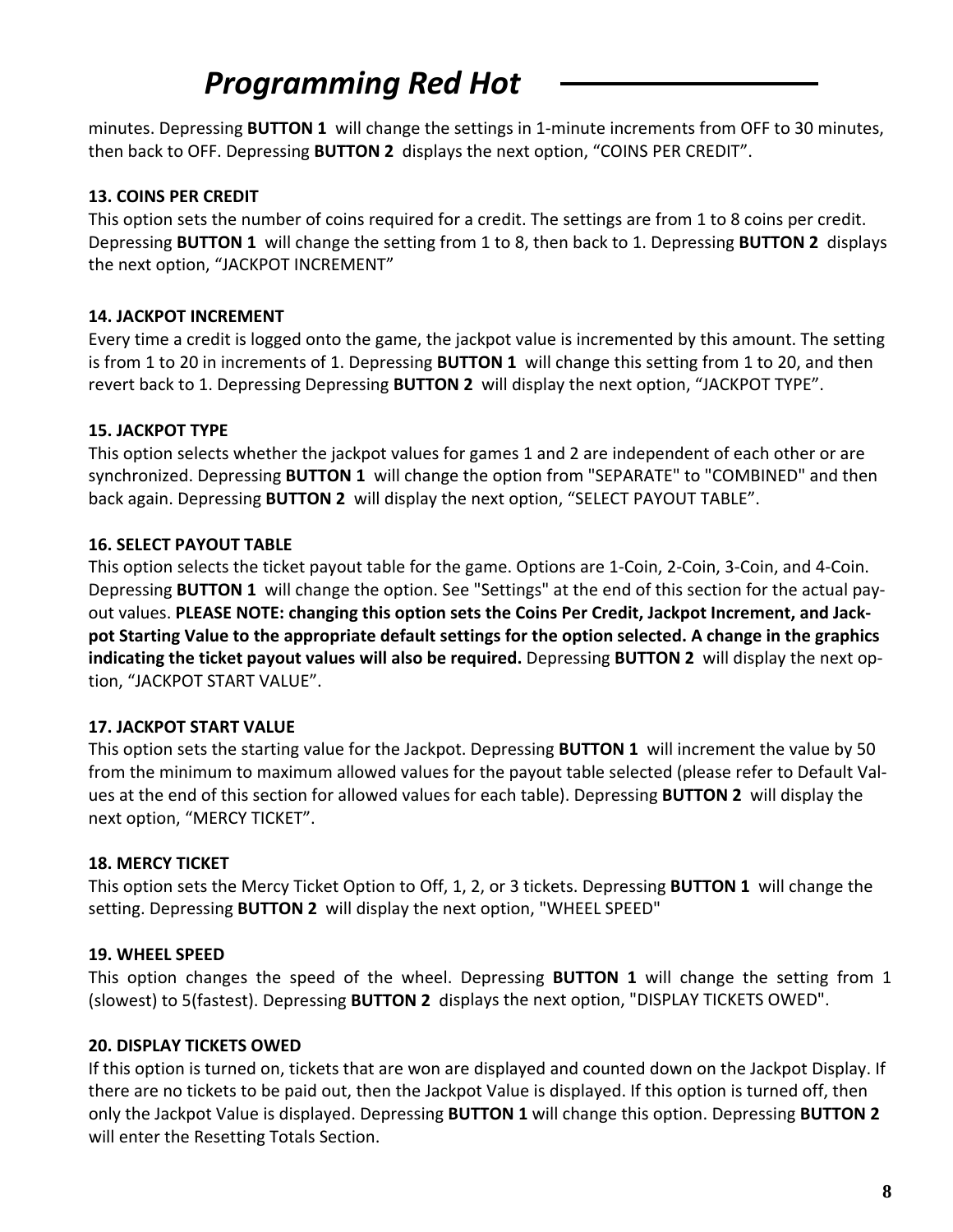minutes. Depressing **BUTTON 1** will change the settings in 1-minute increments from OFF to 30 minutes, then back to OFF. Depressing **BUTTON 2** displays the next option, "COINS PER CREDIT".

**13. COINS PER CREDIT**

This option sets the number of coins required for a credit. The settings are from 1 to 8 coins per credit. Depressing **BUTTON 1** will change the setting from 1 to 8, then back to 1. Depressing **BUTTON 2** displays the next option, "JACKPOT INCREMENT"

**14. JACKPOT INCREMENT**

Every time a credit is logged onto the game, the jackpot value is incremented by this amount. The setting is from 1 to 20 in increments of 1. Depressing **BUTTON 1** will change this setting from 1 to 20, and then revert back to 1. Depressing Depressing **BUTTON 2** will display the next option, "JACKPOT TYPE".

**15. JACKPOT TYPE**

This option selects whether the jackpot values for games 1 and 2 are independent of each other or are synchronized. Depressing **BUTTON 1** will change the option from "SEPARATE" to "COMBINED" and then back again. Depressing **BUTTON 2** will display the next option, "SELECT PAYOUT TABLE".

**16. SELECT PAYOUT TABLE**

This option selects the ticket payout table for the game. Options are 1-Coin, 2-Coin, 3-Coin, and 4-Coin. Depressing **BUTTON 1** will change the option. See "Settings" at the end of this section for the actual payout values. **PLEASE NOTE: changing this option sets the Coins Per Credit, Jackpot Increment, and Jackpot Starting Value to the appropriate default settings for the option selected. A change in the graphics indicating the ticket payout values will also be required.** Depressing **BUTTON 2** will display the next option, "JACKPOT START VALUE".

**17. JACKPOT START VALUE**

This option sets the starting value for the Jackpot. Depressing **BUTTON 1** will increment the value by 50 from the minimum to maximum allowed values for the payout table selected (please refer to Default Values at the end of this section for allowed values for each table). Depressing **BUTTON 2** will display the next option, "MERCY TICKET".

**18. MERCY TICKET**

This option sets the Mercy Ticket Option to Off, 1, 2, or 3 tickets. Depressing **BUTTON 1** will change the setting. Depressing **BUTTON 2** will display the next option, "WHEEL SPEED"

**19. WHEEL SPEED**

This option changes the speed of the wheel. Depressing **BUTTON 1** will change the setting from 1 (slowest) to 5(fastest). Depressing **BUTTON 2** displays the next option, "DISPLAY TICKETS OWED".

**20. DISPLAY TICKETS OWED**

If this option is turned on, tickets that are won are displayed and counted down on the Jackpot Display. If there are no tickets to be paid out, then the Jackpot Value is displayed. If this option is turned off, then only the Jackpot Value is displayed. Depressing **BUTTON 1** will change this option. Depressing **BUTTON 2** will enter the Resetting Totals Section.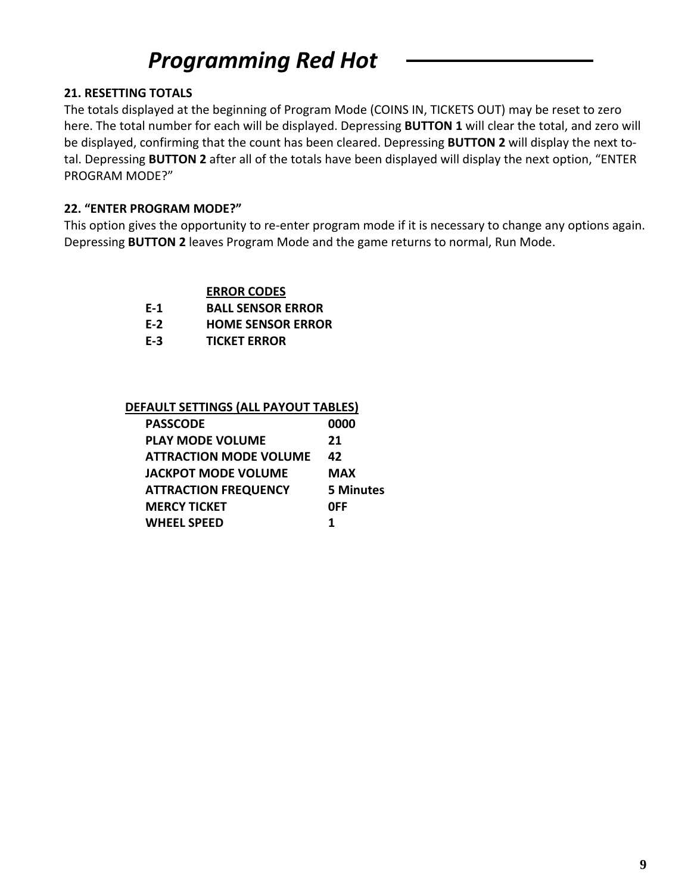# *Programming Red Hot*

**21. RESETTING TOTALS**

The totals displayed at the beginning of Program Mode (COINS IN, TICKETS OUT) may be reset to zero here. The total number for each will be displayed. Depressing **BUTTON 1** will clear the total, and zero will be displayed, confirming that the count has been cleared. Depressing **BUTTON 2** will display the next total. Depressing **BUTTON 2** after all of the totals have been displayed will display the next option, "ENTER PROGRAM MODE?"

**22. "ENTER PROGRAM MODE?"**

This option gives the opportunity to re-enter program mode if it is necessary to change any options again. Depressing **BUTTON 2** leaves Program Mode and the game returns to normal, Run Mode.

| | **ERROR CODES** |
|---|---|
| **E-1** | **BALL SENSOR ERROR** |
| **E-2** | **HOME SENSOR ERROR** |
| **E-3** | **TICKET ERROR** |

| **DEFAULT SETTINGS (ALL PAYOUT TABLES)** | |
|---|---|
| **PASSCODE** | **0000** |
| **PLAY MODE VOLUME** | **21** |
| **ATTRACTION MODE VOLUME** | **42** |
| **JACKPOT MODE VOLUME** | **MAX** |
| **ATTRACTION FREQUENCY** | **5 Minutes** |
| **MERCY TICKET** | **0FF** |
| **WHEEL SPEED** | **1** |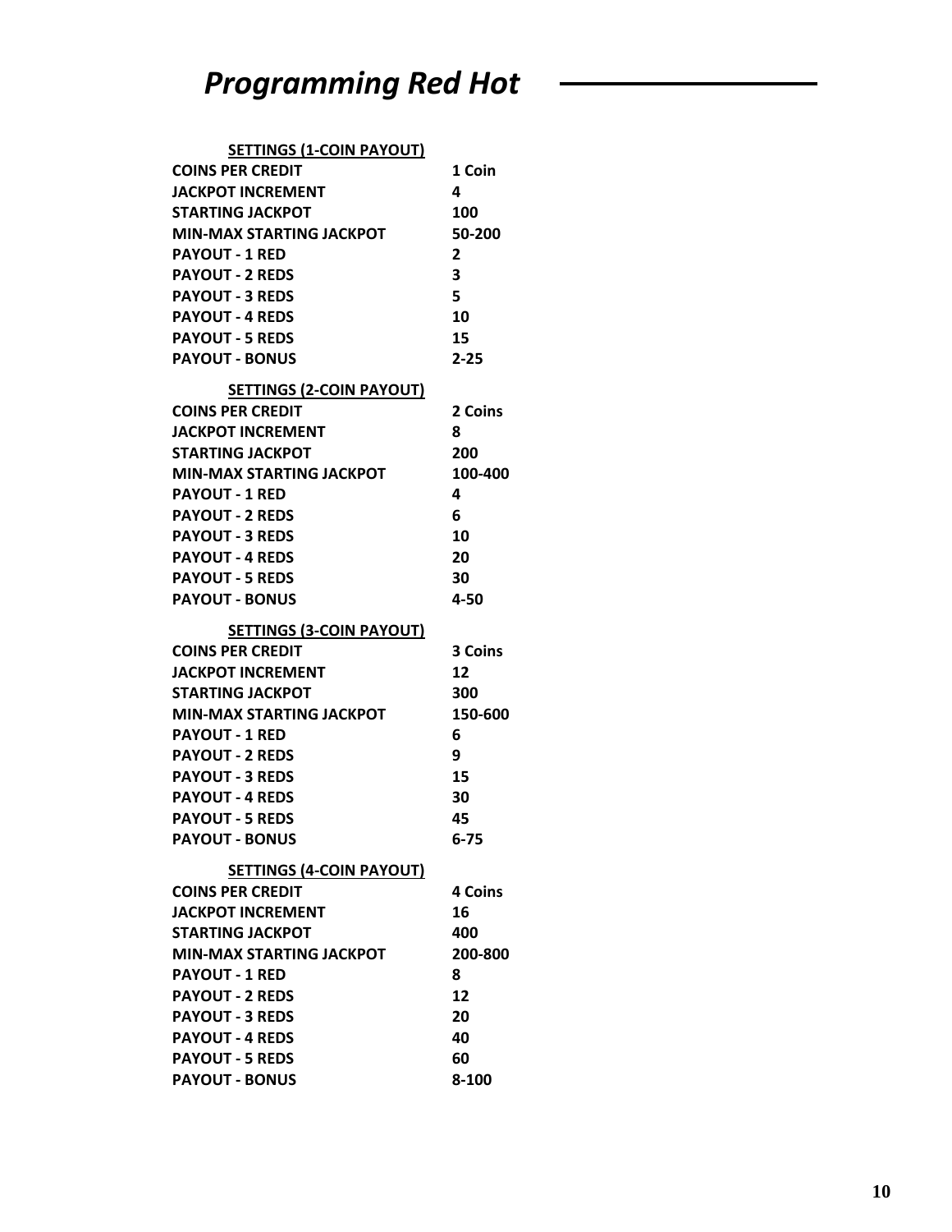# *Programming Red Hot*

| **SETTINGS (1-COIN PAYOUT)** | |
|---|---|
| **COINS PER CREDIT** | **1 Coin** |
| **JACKPOT INCREMENT** | **4** |
| **STARTING JACKPOT** | **100** |
| **MIN-MAX STARTING JACKPOT** | **50-200** |
| **PAYOUT - 1 RED** | **2** |
| **PAYOUT - 2 REDS** | **3** |
| **PAYOUT - 3 REDS** | **5** |
| **PAYOUT - 4 REDS** | **10** |
| **PAYOUT - 5 REDS** | **15** |
| **PAYOUT - BONUS** | **2-25** |

| **SETTINGS (2-COIN PAYOUT)** | |
|---|---|
| **COINS PER CREDIT** | **2 Coins** |
| **JACKPOT INCREMENT** | **8** |
| **STARTING JACKPOT** | **200** |
| **MIN-MAX STARTING JACKPOT** | **100-400** |
| **PAYOUT - 1 RED** | **4** |
| **PAYOUT - 2 REDS** | **6** |
| **PAYOUT - 3 REDS** | **10** |
| **PAYOUT - 4 REDS** | **20** |
| **PAYOUT - 5 REDS** | **30** |
| **PAYOUT - BONUS** | **4-50** |

| **SETTINGS (3-COIN PAYOUT)** | |
|---|---|
| **COINS PER CREDIT** | **3 Coins** |
| **JACKPOT INCREMENT** | **12** |
| **STARTING JACKPOT** | **300** |
| **MIN-MAX STARTING JACKPOT** | **150-600** |
| **PAYOUT - 1 RED** | **6** |
| **PAYOUT - 2 REDS** | **9** |
| **PAYOUT - 3 REDS** | **15** |
| **PAYOUT - 4 REDS** | **30** |
| **PAYOUT - 5 REDS** | **45** |
| **PAYOUT - BONUS** | **6-75** |

| **SETTINGS (4-COIN PAYOUT)** | |
|---|---|
| **COINS PER CREDIT** | **4 Coins** |
| **JACKPOT INCREMENT** | **16** |
| **STARTING JACKPOT** | **400** |
| **MIN-MAX STARTING JACKPOT** | **200-800** |
| **PAYOUT - 1 RED** | **8** |
| **PAYOUT - 2 REDS** | **12** |
| **PAYOUT - 3 REDS** | **20** |
| **PAYOUT - 4 REDS** | **40** |
| **PAYOUT - 5 REDS** | **60** |
| **PAYOUT - BONUS** | **8-100** |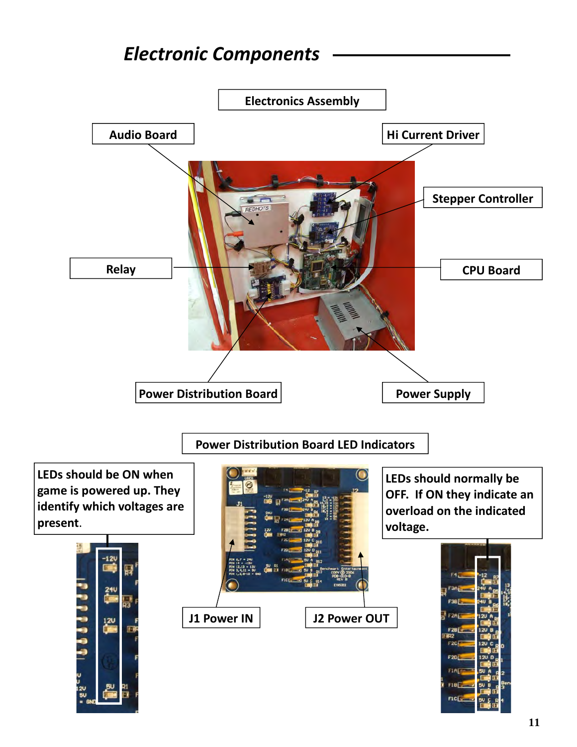# *Electronic Components*

## Electronics Assembly

Audio Board

Hi Current Driver

Stepper Controller

Relay

CPU Board

Power Distribution Board

Power Supply

## Power Distribution Board LED Indicators

LEDs should be ON when game is powered up. They identify which voltages are present.

LEDs should normally be OFF. If ON they indicate an overload on the indicated voltage.

J1 Power IN

J2 Power OUT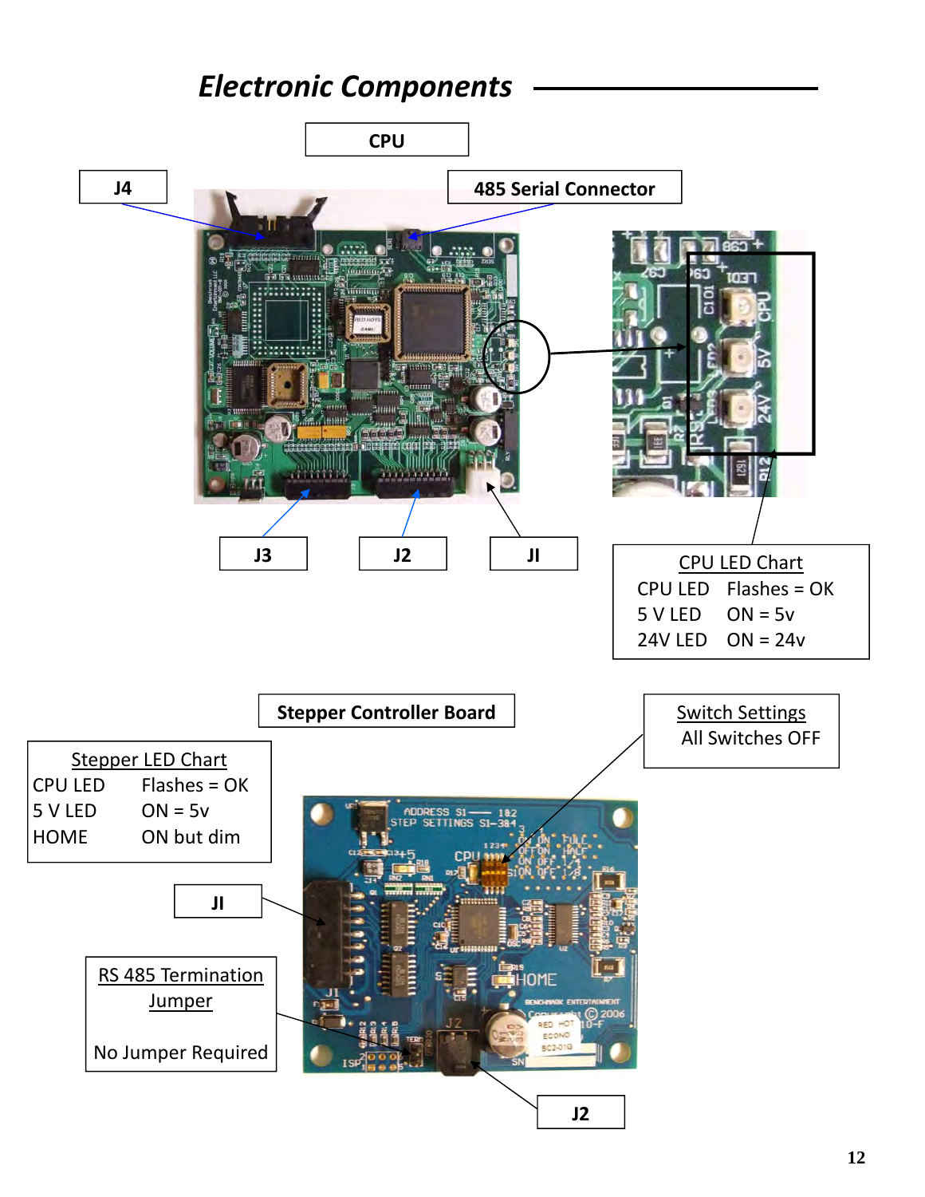## Electronic Components

CPU

J4

485 Serial Connector

J3

J2

JI

CPU LED Chart

| | |
|---|---|
| CPU LED | Flashes = OK |
| 5 V LED | ON = 5v |
| 24V LED | ON = 24v |

Stepper Controller Board

Switch Settings

All Switches OFF

Stepper LED Chart

| | |
|---|---|
| CPU LED | Flashes = OK |
| 5 V LED | ON = 5v |
| HOME | ON but dim |

JI

RS 485 Termination Jumper

No Jumper Required

J2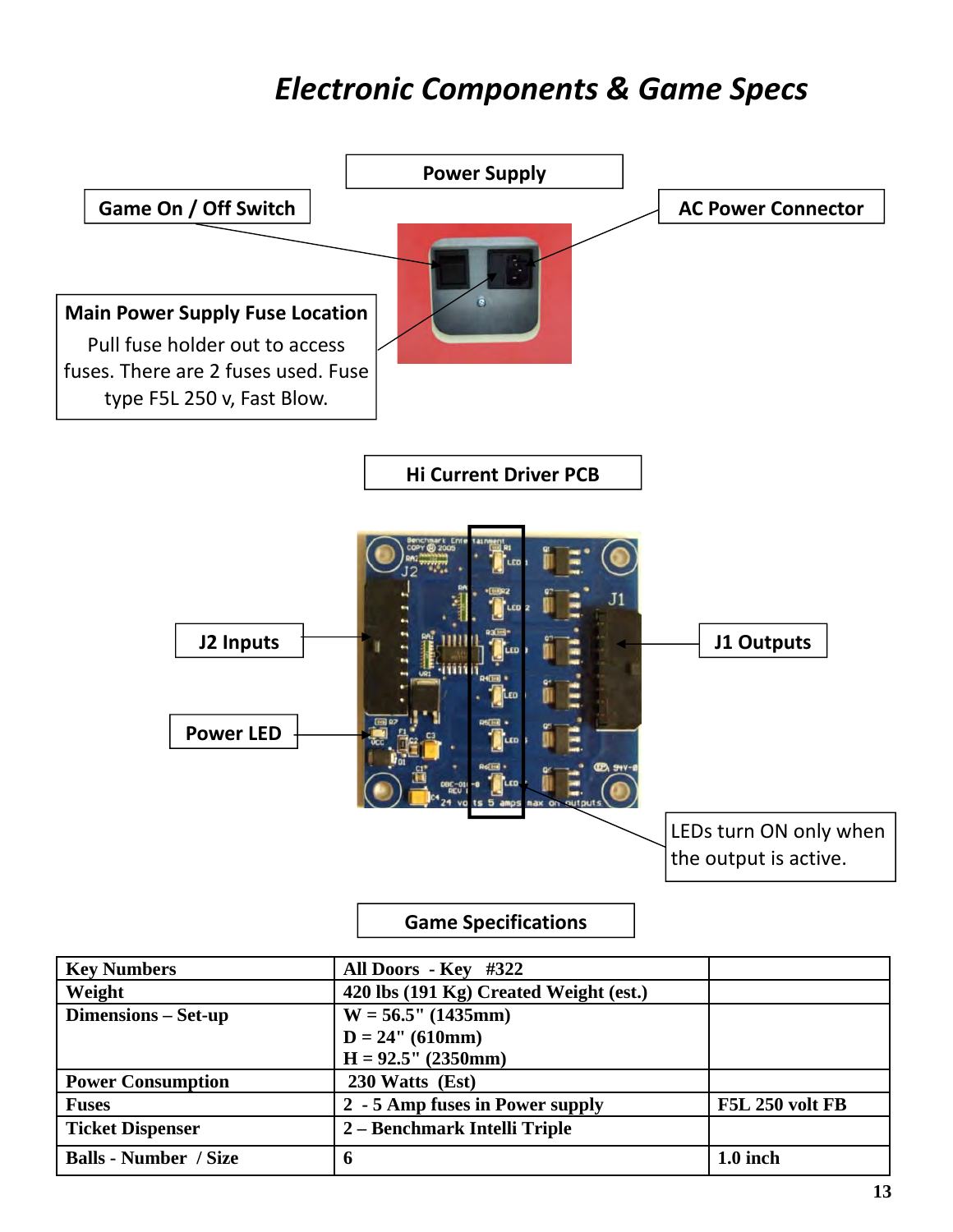# Electronic Components & Game Specs

**Power Supply**

**Game On / Off Switch**

**AC Power Connector**

**Main Power Supply Fuse Location**

Pull fuse holder out to access fuses. There are 2 fuses used. Fuse type F5L 250 v, Fast Blow.

**Hi Current Driver PCB**

**J2 Inputs**

**J1 Outputs**

**Power LED**

LEDs turn ON only when the output is active.

**Game Specifications**

| Key Numbers | All Doors - Key #322 | |
|---|---|---|
| Weight | 420 lbs (191 Kg) Created Weight (est.) | |
| Dimensions – Set-up | W = 56.5" (1435mm)<br>D = 24" (610mm)<br>H = 92.5" (2350mm) | |
| Power Consumption | 230 Watts (Est) | |
| Fuses | 2 - 5 Amp fuses in Power supply | F5L 250 volt FB |
| Ticket Dispenser | 2 – Benchmark Intelli Triple | |
| Balls - Number / Size | 6 | 1.0 inch |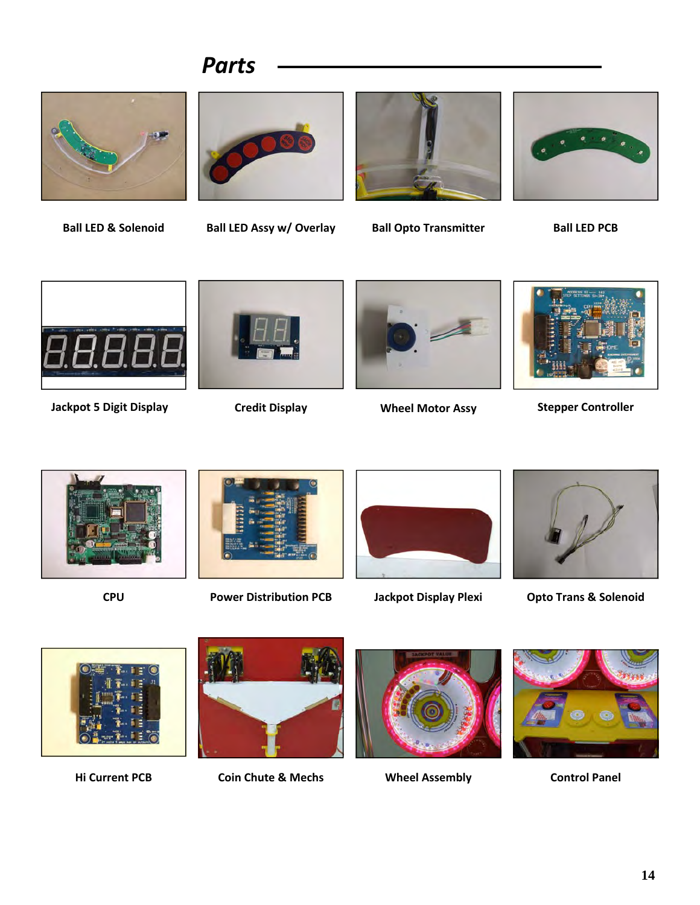# *Parts*

Ball LED & Solenoid

Ball LED Assy w/ Overlay

Ball Opto Transmitter

Ball LED PCB

Jackpot 5 Digit Display

Credit Display

Wheel Motor Assy

Stepper Controller

CPU

Power Distribution PCB

Jackpot Display Plexi

Opto Trans & Solenoid

Hi Current PCB

Coin Chute & Mechs

Wheel Assembly

Control Panel